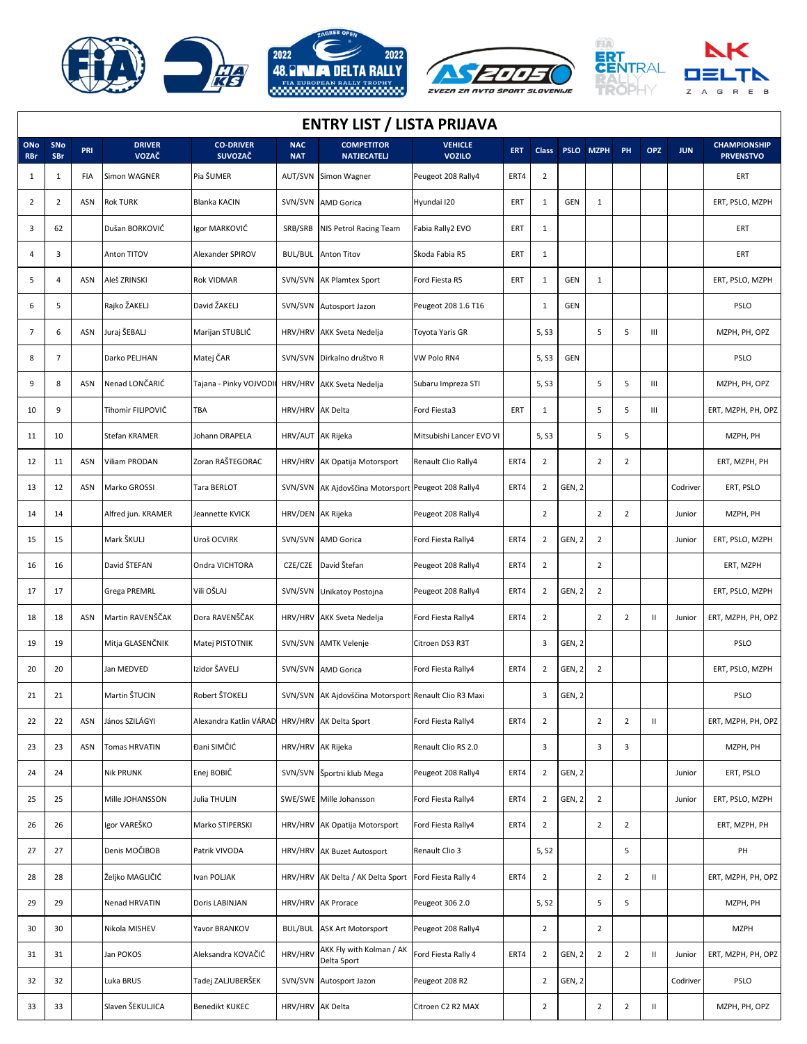# ENTRY LIST / LISTA PRIJAVA

| ONo RBr | SNo SBr | PRI | DRIVER VOZAČ | CO-DRIVER SUVOZAČ | NAC NAT | COMPETITOR NATJECATELJ | VEHICLE VOZILO | ERT | Class | PSLO | MZPH | PH | OPZ | JUN | CHAMPIONSHIP PRVENSTVO |
|---|---|---|---|---|---|---|---|---|---|---|---|---|---|---|---|
| 1 | 1 | FIA | Simon WAGNER | Pia ŠUMER | AUT/SVN | Simon Wagner | Peugeot 208 Rally4 | ERT4 | 2 | | | | | | ERT |
| 2 | 2 | ASN | Rok TURK | Blanka KACIN | SVN/SVN | AMD Gorica | Hyundai I20 | ERT | 1 | GEN | 1 | | | | ERT, PSLO, MZPH |
| 3 | 62 | | Dušan BORKOVIĆ | Igor MARKOVIĆ | SRB/SRB | NIS Petrol Racing Team | Fabia Rally2 EVO | ERT | 1 | | | | | | ERT |
| 4 | 3 | | Anton TITOV | Alexander SPIROV | BUL/BUL | Anton Titov | Škoda Fabia R5 | ERT | 1 | | | | | | ERT |
| 5 | 4 | ASN | Aleš ZRINSKI | Rok VIDMAR | SVN/SVN | AK Plamtex Sport | Ford Fiesta R5 | ERT | 1 | GEN | 1 | | | | ERT, PSLO, MZPH |
| 6 | 5 | | Rajko ŽAKELJ | David ŽAKELJ | SVN/SVN | Autosport Jazon | Peugeot 208 1.6 T16 | | 1 | GEN | | | | | PSLO |
| 7 | 6 | ASN | Juraj ŠEBALJ | Marijan STUBLIĆ | HRV/HRV | AKK Sveta Nedelja | Toyota Yaris GR | | 5, S3 | | 5 | 5 | III | | MZPH, PH, OPZ |
| 8 | 7 | | Darko PELJHAN | Matej ČAR | SVN/SVN | Dirkalno društvo R | VW Polo RN4 | | 5, S3 | GEN | | | | | PSLO |
| 9 | 8 | ASN | Nenad LONČARIĆ | Tajana - Pinky VOJVODI | HRV/HRV | AKK Sveta Nedelja | Subaru Impreza STI | | 5, S3 | | 5 | 5 | III | | MZPH, PH, OPZ |
| 10 | 9 | | Tihomir FILIPOVIĆ | TBA | HRV/HRV | AK Delta | Ford Fiesta3 | ERT | 1 | | 5 | 5 | III | | ERT, MZPH, PH, OPZ |
| 11 | 10 | | Stefan KRAMER | Johann DRAPELA | HRV/AUT | AK Rijeka | Mitsubishi Lancer EVO VI | | 5, S3 | | 5 | 5 | | | MZPH, PH |
| 12 | 11 | ASN | Viliam PRODAN | Zoran RAŠTEGORAC | HRV/HRV | AK Opatija Motorsport | Renault Clio Rally4 | ERT4 | 2 | | 2 | 2 | | | ERT, MZPH, PH |
| 13 | 12 | ASN | Marko GROSSI | Tara BERLOT | SVN/SVN | AK Ajdovščina Motorsport | Peugeot 208 Rally4 | ERT4 | 2 | GEN, 2 | | | | Codriver | ERT, PSLO |
| 14 | 14 | | Alfred jun. KRAMER | Jeannette KVICK | HRV/DEN | AK Rijeka | Peugeot 208 Rally4 | | 2 | | 2 | 2 | | Junior | MZPH, PH |
| 15 | 15 | | Mark ŠKULJ | Uroš OCVIRK | SVN/SVN | AMD Gorica | Ford Fiesta Rally4 | ERT4 | 2 | GEN, 2 | 2 | | | Junior | ERT, PSLO, MZPH |
| 16 | 16 | | David ŠTEFAN | Ondra VICHTORA | CZE/CZE | David Štefan | Peugeot 208 Rally4 | ERT4 | 2 | | 2 | | | | ERT, MZPH |
| 17 | 17 | | Grega PREMRL | Vili OŠLAJ | SVN/SVN | Unikatoy Postojna | Peugeot 208 Rally4 | ERT4 | 2 | GEN, 2 | 2 | | | | ERT, PSLO, MZPH |
| 18 | 18 | ASN | Martin RAVENŠČAK | Dora RAVENŠČAK | HRV/HRV | AKK Sveta Nedelja | Ford Fiesta Rally4 | ERT4 | 2 | | 2 | 2 | II | Junior | ERT, MZPH, PH, OPZ |
| 19 | 19 | | Mitja GLASENČNIK | Matej PISTOTNIK | SVN/SVN | AMTK Velenje | Citroen DS3 R3T | | 3 | GEN, 2 | | | | | PSLO |
| 20 | 20 | | Jan MEDVED | Izidor ŠAVELJ | SVN/SVN | AMD Gorica | Ford Fiesta Rally4 | ERT4 | 2 | GEN, 2 | 2 | | | | ERT, PSLO, MZPH |
| 21 | 21 | | Martin ŠTUCIN | Robert ŠTOKELJ | SVN/SVN | AK Ajdovščina Motorsport | Renault Clio R3 Maxi | | 3 | GEN, 2 | | | | | PSLO |
| 22 | 22 | ASN | János SZILÁGYI | Alexandra Katlin VÁRAD | HRV/HRV | AK Delta Sport | Ford Fiesta Rally4 | ERT4 | 2 | | 2 | 2 | II | | ERT, MZPH, PH, OPZ |
| 23 | 23 | ASN | Tomas HRVATIN | Đani SIMČIĆ | HRV/HRV | AK Rijeka | Renault Clio RS 2.0 | | 3 | | 3 | 3 | | | MZPH, PH |
| 24 | 24 | | Nik PRUNK | Enej BOBIČ | SVN/SVN | Športni klub Mega | Peugeot 208 Rally4 | ERT4 | 2 | GEN, 2 | | | | Junior | ERT, PSLO |
| 25 | 25 | | Mille JOHANSSON | Julia THULIN | SWE/SWE | Mille Johansson | Ford Fiesta Rally4 | ERT4 | 2 | GEN, 2 | 2 | | | Junior | ERT, PSLO, MZPH |
| 26 | 26 | | Igor VAREŠKO | Marko STIPERSKI | HRV/HRV | AK Opatija Motorsport | Ford Fiesta Rally4 | ERT4 | 2 | | 2 | 2 | | | ERT, MZPH, PH |
| 27 | 27 | | Denis MOČIBOB | Patrik VIVODA | HRV/HRV | AK Buzet Autosport | Renault Clio 3 | | 5, S2 | | | 5 | | | PH |
| 28 | 28 | | Željko MAGLIČIĆ | Ivan POLJAK | HRV/HRV | AK Delta / AK Delta Sport | Ford Fiesta Rally 4 | ERT4 | 2 | | 2 | 2 | II | | ERT, MZPH, PH, OPZ |
| 29 | 29 | | Nenad HRVATIN | Doris LABINJAN | HRV/HRV | AK Prorace | Peugeot 306 2.0 | | 5, S2 | | 5 | 5 | | | MZPH, PH |
| 30 | 30 | | Nikola MISHEV | Yavor BRANKOV | BUL/BUL | ASK Art Motorsport | Peugeot 208 Rally4 | | 2 | | 2 | | | | MZPH |
| 31 | 31 | | Jan POKOS | Aleksandra KOVAČIĆ | HRV/HRV | AKK Fly with Kolman / AK Delta Sport | Ford Fiesta Rally 4 | ERT4 | 2 | GEN, 2 | 2 | 2 | II | Junior | ERT, MZPH, PH, OPZ |
| 32 | 32 | | Luka BRUS | Tadej ZALJUBERŠEK | SVN/SVN | Autosport Jazon | Peugeot 208 R2 | | 2 | GEN, 2 | | | | Codriver | PSLO |
| 33 | 33 | | Slaven ŠEKULJICA | Benedikt KUKEC | HRV/HRV | AK Delta | Citroen C2 R2 MAX | | 2 | | 2 | 2 | II | | MZPH, PH, OPZ |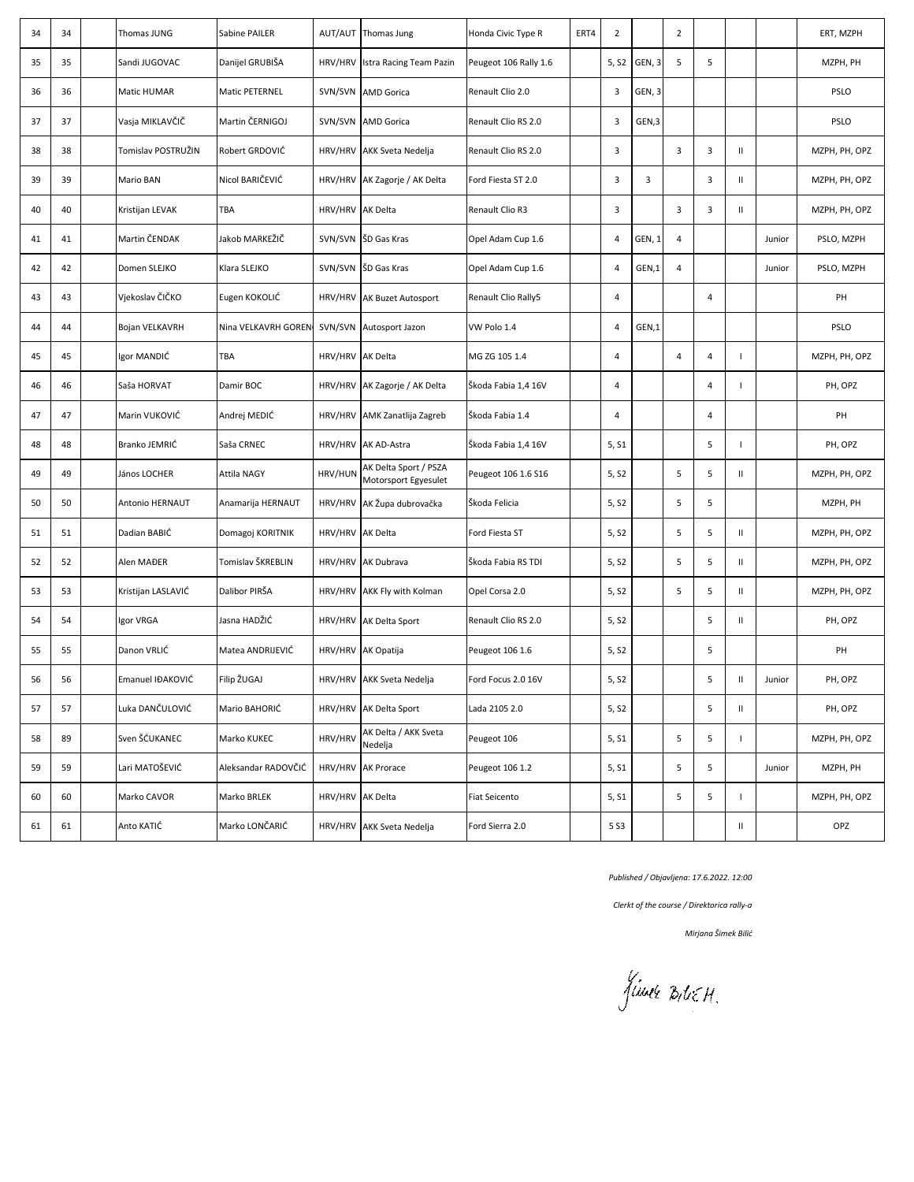| | | | | | | | | | | | | | | | | |
|---|---|---|---|---|---|---|---|---|---|---|---|---|---|---|---|---|
| 34 | 34 | | Thomas JUNG | Sabine PAILER | AUT/AUT | Thomas Jung | Honda Civic Type R | ERT4 | 2 | | 2 | | | | ERT, MZPH |
| 35 | 35 | | Sandi JUGOVAC | Danijel GRUBIŠA | HRV/HRV | Istra Racing Team Pazin | Peugeot 106 Rally 1.6 | | 5, S2 | GEN, 3 | 5 | 5 | | | MZPH, PH |
| 36 | 36 | | Matic HUMAR | Matic PETERNEL | SVN/SVN | AMD Gorica | Renault Clio 2.0 | | 3 | GEN, 3 | | | | | PSLO |
| 37 | 37 | | Vasja MIKLAVČIČ | Martin ČERNIGOJ | SVN/SVN | AMD Gorica | Renault Clio RS 2.0 | | 3 | GEN,3 | | | | | PSLO |
| 38 | 38 | | Tomislav POSTRUŽIN | Robert GRDOVIĆ | HRV/HRV | AKK Sveta Nedelja | Renault Clio RS 2.0 | | 3 | | 3 | 3 | II | | MZPH, PH, OPZ |
| 39 | 39 | | Mario BAN | Nicol BARIČEVIĆ | HRV/HRV | AK Zagorje / AK Delta | Ford Fiesta ST 2.0 | | 3 | 3 | | 3 | II | | MZPH, PH, OPZ |
| 40 | 40 | | Kristijan LEVAK | TBA | HRV/HRV | AK Delta | Renault Clio R3 | | 3 | | 3 | 3 | II | | MZPH, PH, OPZ |
| 41 | 41 | | Martin ČENDAK | Jakob MARKEŽIČ | SVN/SVN | ŠD Gas Kras | Opel Adam Cup 1.6 | | 4 | GEN, 1 | 4 | | | Junior | PSLO, MZPH |
| 42 | 42 | | Domen SLEJKO | Klara SLEJKO | SVN/SVN | ŠD Gas Kras | Opel Adam Cup 1.6 | | 4 | GEN,1 | 4 | | | Junior | PSLO, MZPH |
| 43 | 43 | | Vjekoslav ČIČKO | Eugen KOKOLIĆ | HRV/HRV | AK Buzet Autosport | Renault Clio Rally5 | | 4 | | | 4 | | | PH |
| 44 | 44 | | Bojan VELKAVRH | Nina VELKAVRH GOREN | SVN/SVN | Autosport Jazon | VW Polo 1.4 | | 4 | GEN,1 | | | | | PSLO |
| 45 | 45 | | Igor MANDIĆ | TBA | HRV/HRV | AK Delta | MG ZG 105 1.4 | | 4 | | 4 | 4 | I | | MZPH, PH, OPZ |
| 46 | 46 | | Saša HORVAT | Damir BOC | HRV/HRV | AK Zagorje / AK Delta | Škoda Fabia 1,4 16V | | 4 | | | 4 | I | | PH, OPZ |
| 47 | 47 | | Marin VUKOVIĆ | Andrej MEDIĆ | HRV/HRV | AMK Zanatlija Zagreb | Škoda Fabia 1.4 | | 4 | | | 4 | | | PH |
| 48 | 48 | | Branko JEMRIĆ | Saša CRNEC | HRV/HRV | AK AD-Astra | Škoda Fabia 1,4 16V | | 5, S1 | | | 5 | I | | PH, OPZ |
| 49 | 49 | | János LOCHER | Attila NAGY | HRV/HUN | AK Delta Sport / PSZA Motorsport Egyesulet | Peugeot 106 1.6 S16 | | 5, S2 | | 5 | 5 | II | | MZPH, PH, OPZ |
| 50 | 50 | | Antonio HERNAUT | Anamarija HERNAUT | HRV/HRV | AK Župa dubrovačka | Škoda Felicia | | 5, S2 | | 5 | 5 | | | MZPH, PH |
| 51 | 51 | | Dadian BABIĆ | Domagoj KORITNIK | HRV/HRV | AK Delta | Ford Fiesta ST | | 5, S2 | | 5 | 5 | II | | MZPH, PH, OPZ |
| 52 | 52 | | Alen MAĐER | Tomislav ŠKREBLIN | HRV/HRV | AK Dubrava | Škoda Fabia RS TDI | | 5, S2 | | 5 | 5 | II | | MZPH, PH, OPZ |
| 53 | 53 | | Kristijan LASLAVIĆ | Dalibor PIRŠA | HRV/HRV | AKK Fly with Kolman | Opel Corsa 2.0 | | 5, S2 | | 5 | 5 | II | | MZPH, PH, OPZ |
| 54 | 54 | | Igor VRGA | Jasna HADŽIĆ | HRV/HRV | AK Delta Sport | Renault Clio RS 2.0 | | 5, S2 | | | 5 | II | | PH, OPZ |
| 55 | 55 | | Danon VRLIĆ | Matea ANDRIJEVIĆ | HRV/HRV | AK Opatija | Peugeot 106 1.6 | | 5, S2 | | | 5 | | | PH |
| 56 | 56 | | Emanuel IĐAKOVIĆ | Filip ŽUGAJ | HRV/HRV | AKK Sveta Nedelja | Ford Focus 2.0 16V | | 5, S2 | | | 5 | II | Junior | PH, OPZ |
| 57 | 57 | | Luka DANČULOVIĆ | Mario BAHORIĆ | HRV/HRV | AK Delta Sport | Lada 2105 2.0 | | 5, S2 | | | 5 | II | | PH, OPZ |
| 58 | 89 | | Sven ŠĆUKANEC | Marko KUKEC | HRV/HRV | AK Delta / AKK Sveta Nedelja | Peugeot 106 | | 5, S1 | | 5 | 5 | I | | MZPH, PH, OPZ |
| 59 | 59 | | Lari MATOŠEVIĆ | Aleksandar RADOVČIĆ | HRV/HRV | AK Prorace | Peugeot 106 1.2 | | 5, S1 | | 5 | 5 | | Junior | MZPH, PH |
| 60 | 60 | | Marko CAVOR | Marko BRLEK | HRV/HRV | AK Delta | Fiat Seicento | | 5, S1 | | 5 | 5 | I | | MZPH, PH, OPZ |
| 61 | 61 | | Anto KATIĆ | Marko LONČARIĆ | HRV/HRV | AKK Sveta Nedelja | Ford Sierra 2.0 | | 5 S3 | | | | II | | OPZ |

*Published / Objavljena: 17.6.2022. 12:00*

*Clerkt of the course / Direktorica rally-a*

*Mirjana Šimek Bilić*

Šimek Bilić